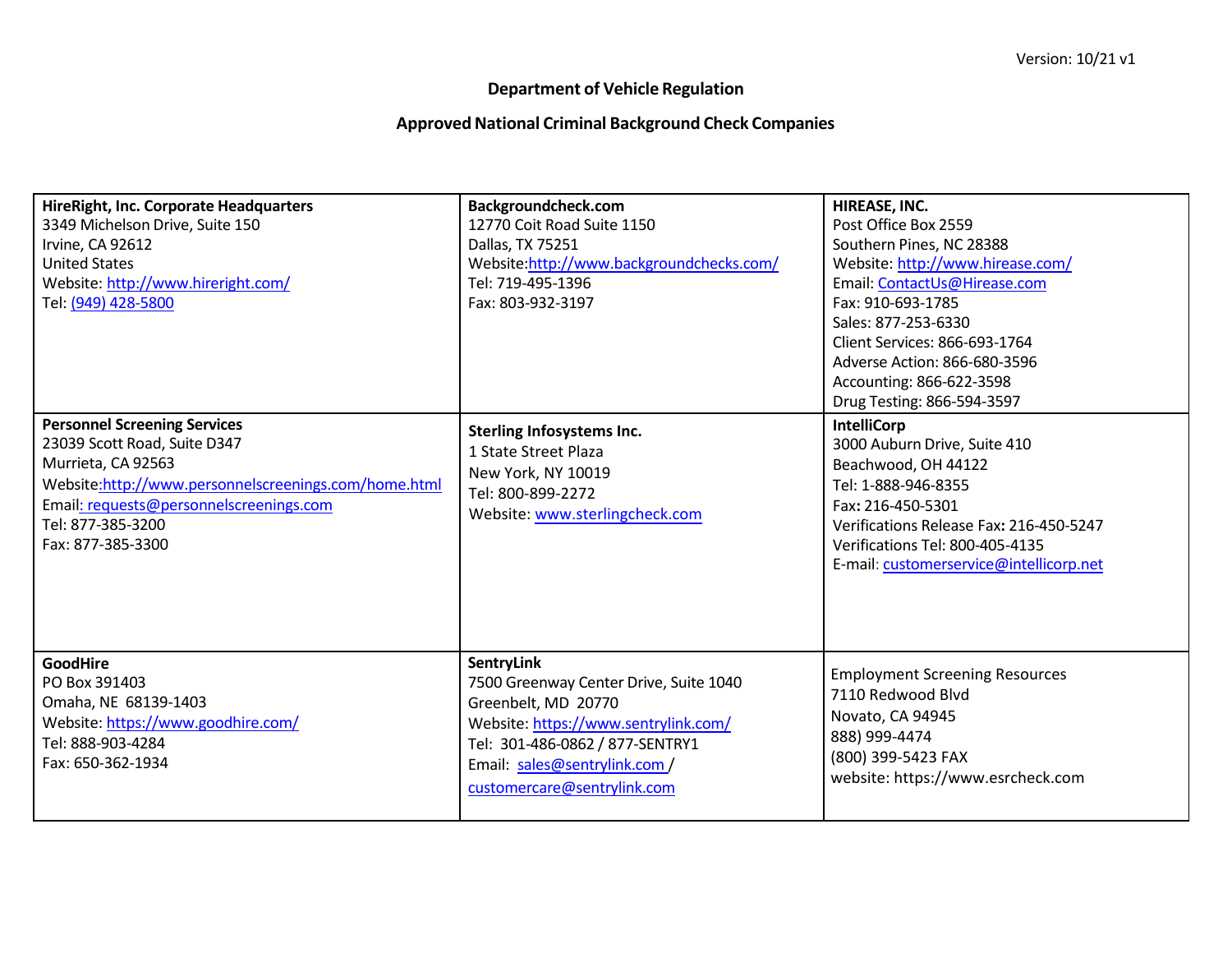Version: 10/21 v1

**Department of Vehicle Regulation**

**Approved National Criminal Background Check Companies**

| | | |
|---|---|---|
| **HireRight, Inc. Corporate Headquarters**<br>3349 Michelson Drive, Suite 150<br>Irvine, CA 92612<br>United States<br>Website: http://www.hireright.com/<br>Tel: (949) 428-5800 | **Backgroundcheck.com**<br>12770 Coit Road Suite 1150<br>Dallas, TX 75251<br>Website:http://www.backgroundchecks.com/<br>Tel: 719-495-1396<br>Fax: 803-932-3197 | **HIREASE, INC.**<br>Post Office Box 2559<br>Southern Pines, NC 28388<br>Website: http://www.hirease.com/<br>Email: ContactUs@Hirease.com<br>Fax: 910-693-1785<br>Sales: 877-253-6330<br>Client Services: 866-693-1764<br>Adverse Action: 866-680-3596<br>Accounting: 866-622-3598<br>Drug Testing: 866-594-3597 |
| **Personnel Screening Services**<br>23039 Scott Road, Suite D347<br>Murrieta, CA 92563<br>Website:http://www.personnelscreenings.com/home.html<br>Email: requests@personnelscreenings.com<br>Tel: 877-385-3200<br>Fax: 877-385-3300 | **Sterling Infosystems Inc.**<br>1 State Street Plaza<br>New York, NY 10019<br>Tel: 800-899-2272<br>Website: www.sterlingcheck.com | **IntelliCorp**<br>3000 Auburn Drive, Suite 410<br>Beachwood, OH 44122<br>Tel: 1-888-946-8355<br>Fax**:** 216-450-5301<br>Verifications Release Fax**:** 216-450-5247<br>Verifications Tel: 800-405-4135<br>E-mail: customerservice@intellicorp.net |
| **GoodHire**<br>PO Box 391403<br>Omaha, NE 68139-1403<br>Website: https://www.goodhire.com/<br>Tel: 888-903-4284<br>Fax: 650-362-1934 | **SentryLink**<br>7500 Greenway Center Drive, Suite 1040<br>Greenbelt, MD 20770<br>Website: https://www.sentrylink.com/<br>Tel: 301-486-0862 / 877-SENTRY1<br>Email: sales@sentrylink.com / customercare@sentrylink.com | Employment Screening Resources<br>7110 Redwood Blvd<br>Novato, CA 94945<br>888) 999-4474<br>(800) 399-5423 FAX<br>website: https://www.esrcheck.com |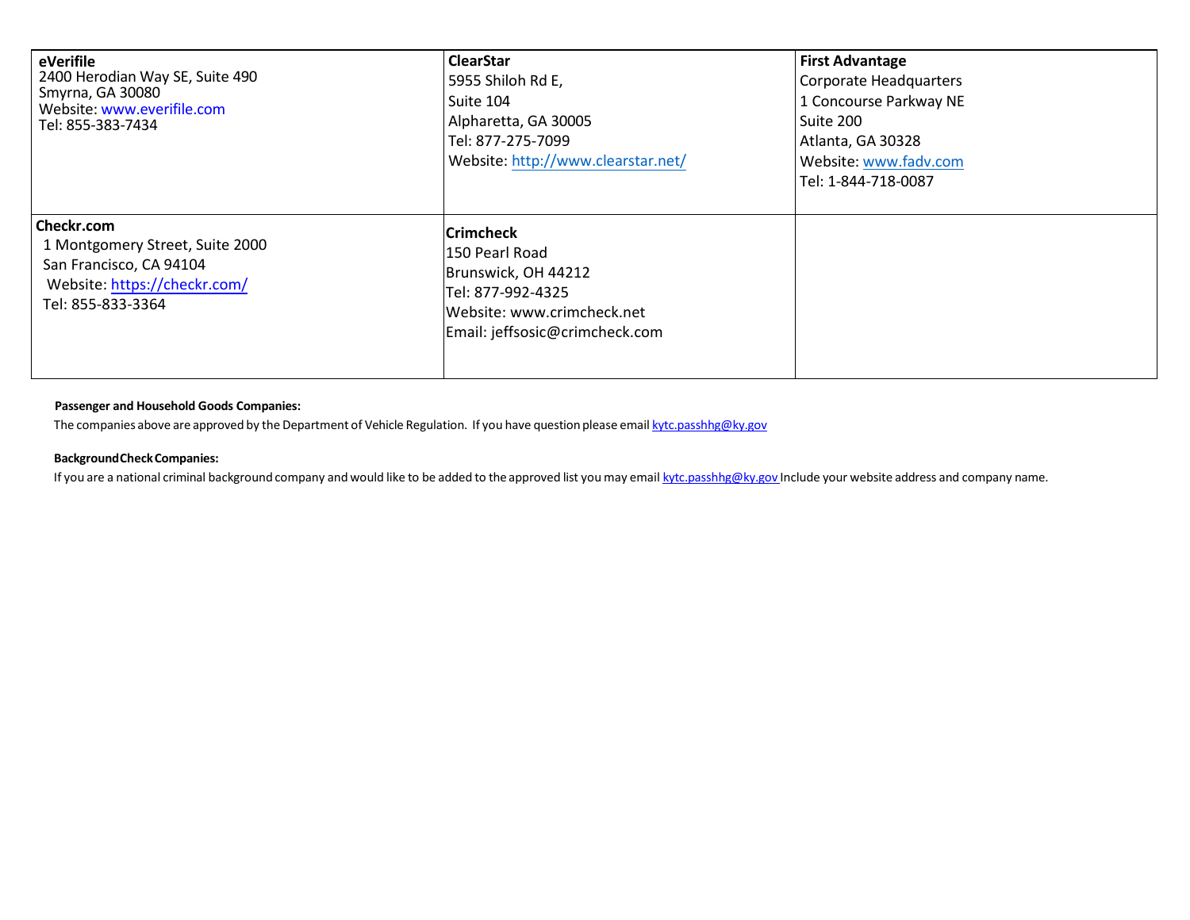| | | |
|---|---|---|
| **eVerifile**<br>2400 Herodian Way SE, Suite 490<br>Smyrna, GA 30080<br>Website: www.everifile.com<br>Tel: 855-383-7434 | **ClearStar**<br>5955 Shiloh Rd E,<br>Suite 104<br>Alpharetta, GA 30005<br>Tel: 877-275-7099<br>Website: http://www.clearstar.net/ | **First Advantage**<br>Corporate Headquarters<br>1 Concourse Parkway NE<br>Suite 200<br>Atlanta, GA 30328<br>Website: www.fadv.com<br>Tel: 1-844-718-0087 |
| **Checkr.com**<br>1 Montgomery Street, Suite 2000<br>San Francisco, CA 94104<br>Website: https://checkr.com/<br>Tel: 855-833-3364 | **Crimcheck**<br>150 Pearl Road<br>Brunswick, OH 44212<br>Tel: 877-992-4325<br>Website: www.crimcheck.net<br>Email: jeffsosic@crimcheck.com | |

**Passenger and Household Goods Companies:**

The companies above are approved by the Department of Vehicle Regulation. If you have question please email kytc.passhhg@ky.gov

**Background Check Companies:**

If you are a national criminal background company and would like to be added to the approved list you may email kytc.passhhg@ky.gov Include your website address and company name.